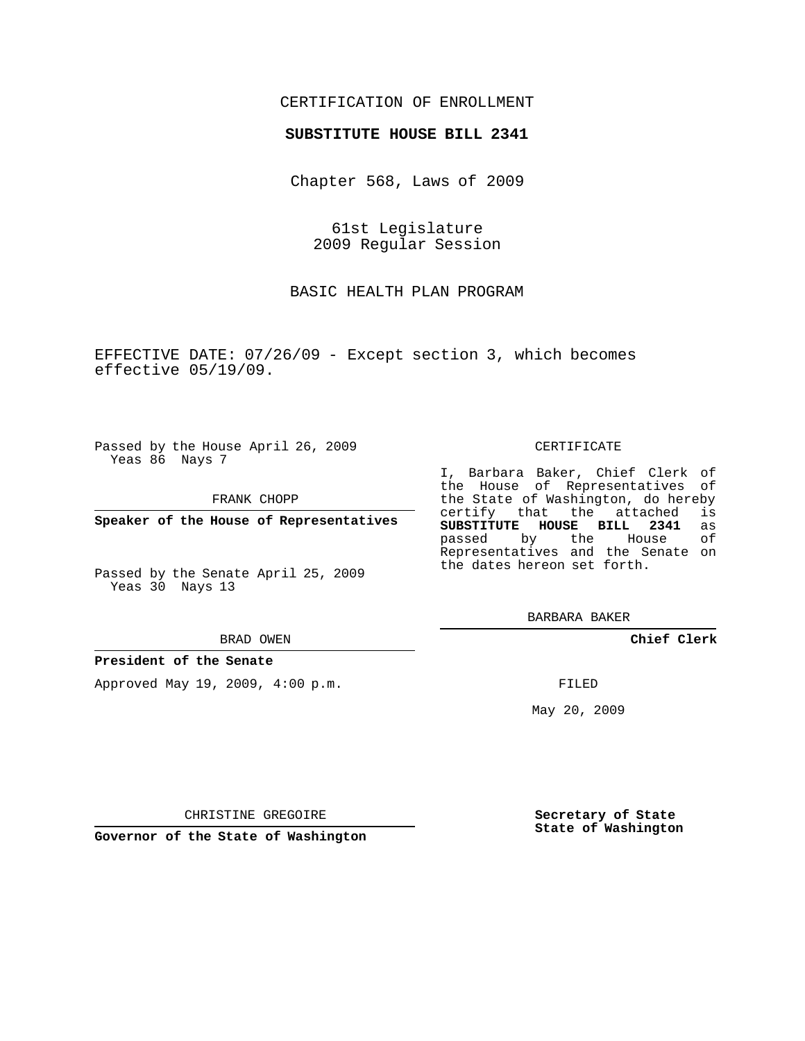CERTIFICATION OF ENROLLMENT

**SUBSTITUTE HOUSE BILL 2341**

Chapter 568, Laws of 2009

61st Legislature
2009 Regular Session

BASIC HEALTH PLAN PROGRAM

EFFECTIVE DATE: 07/26/09 - Except section 3, which becomes effective 05/19/09.

Passed by the House April 26, 2009
Yeas 86 Nays 7

FRANK CHOPP

**Speaker of the House of Representatives**

Passed by the Senate April 25, 2009
Yeas 30 Nays 13

BRAD OWEN

**President of the Senate**

Approved May 19, 2009, 4:00 p.m.

CHRISTINE GREGOIRE

**Governor of the State of Washington**

CERTIFICATE

I, Barbara Baker, Chief Clerk of the House of Representatives of the State of Washington, do hereby certify that the attached is **SUBSTITUTE HOUSE BILL 2341** as passed by the House of Representatives and the Senate on the dates hereon set forth.

BARBARA BAKER

**Chief Clerk**

FILED

May 20, 2009

**Secretary of State**
**State of Washington**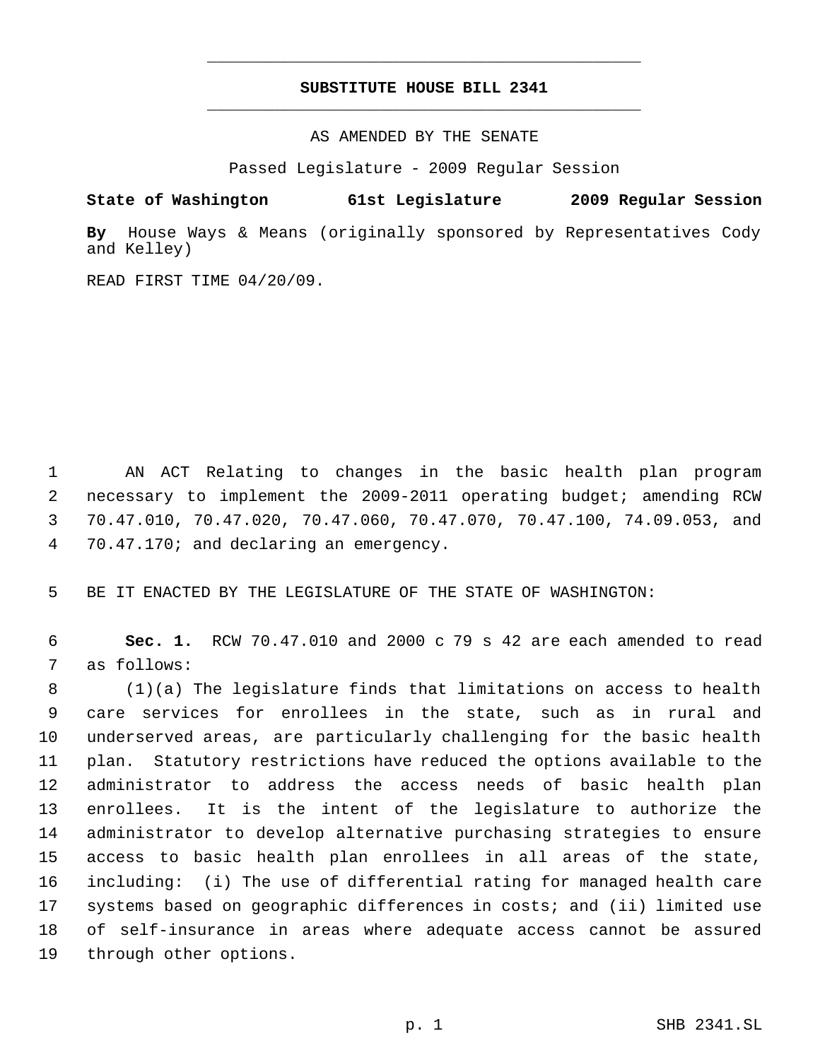# SUBSTITUTE HOUSE BILL 2341

AS AMENDED BY THE SENATE

Passed Legislature - 2009 Regular Session

**State of Washington 61st Legislature 2009 Regular Session**

**By** House Ways & Means (originally sponsored by Representatives Cody and Kelley)

READ FIRST TIME 04/20/09.

AN ACT Relating to changes in the basic health plan program necessary to implement the 2009-2011 operating budget; amending RCW 70.47.010, 70.47.020, 70.47.060, 70.47.070, 70.47.100, 74.09.053, and 70.47.170; and declaring an emergency.

BE IT ENACTED BY THE LEGISLATURE OF THE STATE OF WASHINGTON:

**Sec. 1.** RCW 70.47.010 and 2000 c 79 s 42 are each amended to read as follows:

(1)(a) The legislature finds that limitations on access to health care services for enrollees in the state, such as in rural and underserved areas, are particularly challenging for the basic health plan. Statutory restrictions have reduced the options available to the administrator to address the access needs of basic health plan enrollees. It is the intent of the legislature to authorize the administrator to develop alternative purchasing strategies to ensure access to basic health plan enrollees in all areas of the state, including: (i) The use of differential rating for managed health care systems based on geographic differences in costs; and (ii) limited use of self-insurance in areas where adequate access cannot be assured through other options.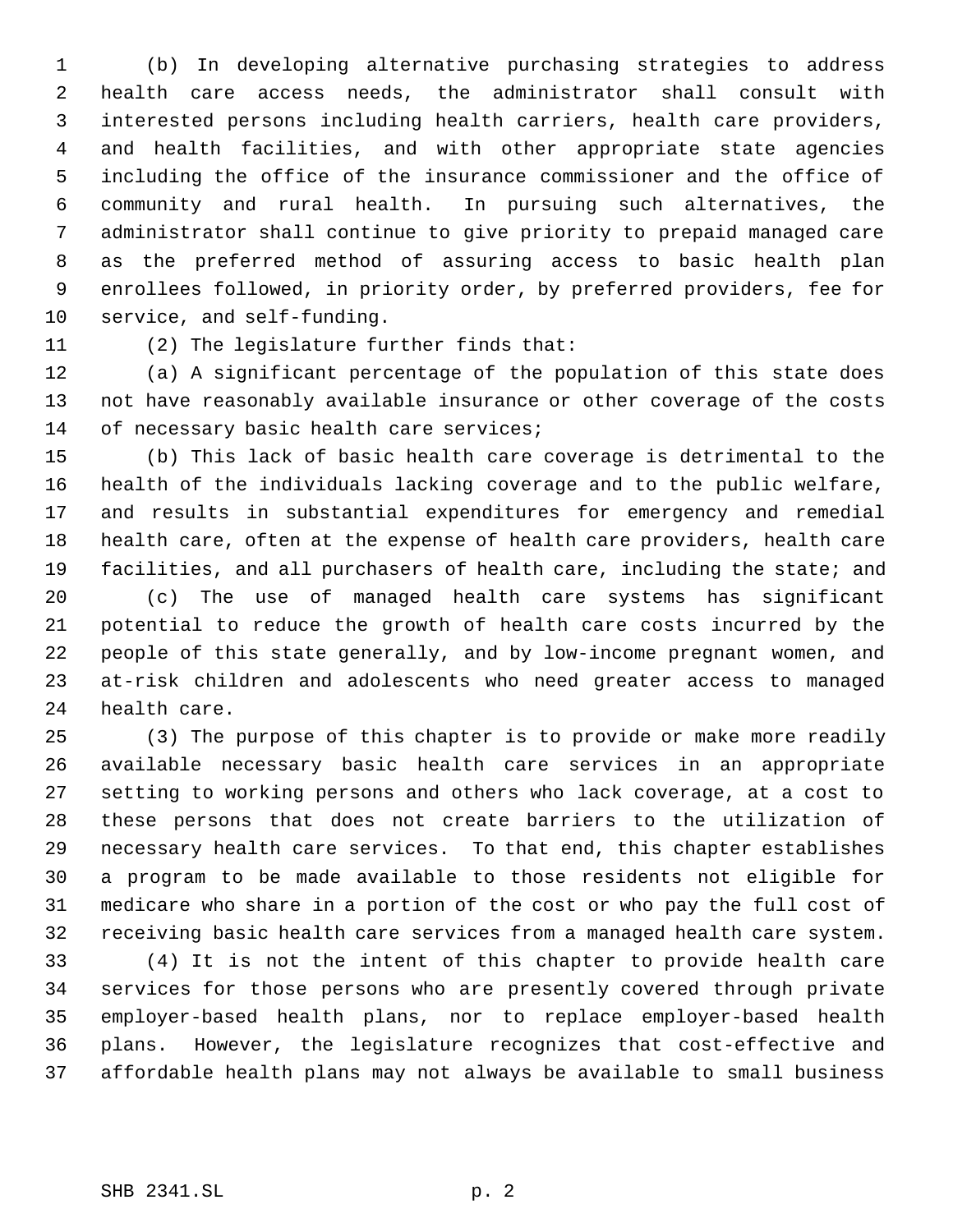(b) In developing alternative purchasing strategies to address health care access needs, the administrator shall consult with interested persons including health carriers, health care providers, and health facilities, and with other appropriate state agencies including the office of the insurance commissioner and the office of community and rural health. In pursuing such alternatives, the administrator shall continue to give priority to prepaid managed care as the preferred method of assuring access to basic health plan enrollees followed, in priority order, by preferred providers, fee for service, and self-funding.

(2) The legislature further finds that:

(a) A significant percentage of the population of this state does not have reasonably available insurance or other coverage of the costs of necessary basic health care services;

(b) This lack of basic health care coverage is detrimental to the health of the individuals lacking coverage and to the public welfare, and results in substantial expenditures for emergency and remedial health care, often at the expense of health care providers, health care facilities, and all purchasers of health care, including the state; and

(c) The use of managed health care systems has significant potential to reduce the growth of health care costs incurred by the people of this state generally, and by low-income pregnant women, and at-risk children and adolescents who need greater access to managed health care.

(3) The purpose of this chapter is to provide or make more readily available necessary basic health care services in an appropriate setting to working persons and others who lack coverage, at a cost to these persons that does not create barriers to the utilization of necessary health care services. To that end, this chapter establishes a program to be made available to those residents not eligible for medicare who share in a portion of the cost or who pay the full cost of receiving basic health care services from a managed health care system.

(4) It is not the intent of this chapter to provide health care services for those persons who are presently covered through private employer-based health plans, nor to replace employer-based health plans. However, the legislature recognizes that cost-effective and affordable health plans may not always be available to small business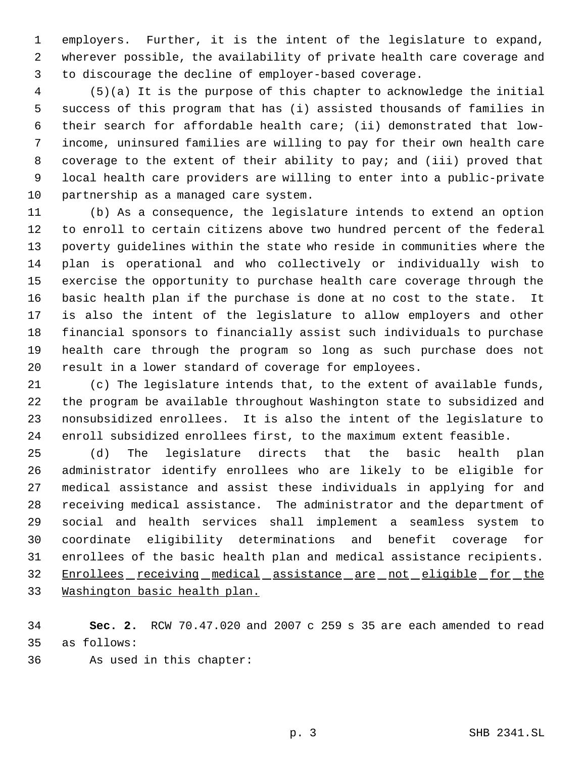employers. Further, it is the intent of the legislature to expand, wherever possible, the availability of private health care coverage and to discourage the decline of employer-based coverage.

(5)(a) It is the purpose of this chapter to acknowledge the initial success of this program that has (i) assisted thousands of families in their search for affordable health care; (ii) demonstrated that low-income, uninsured families are willing to pay for their own health care coverage to the extent of their ability to pay; and (iii) proved that local health care providers are willing to enter into a public-private partnership as a managed care system.

(b) As a consequence, the legislature intends to extend an option to enroll to certain citizens above two hundred percent of the federal poverty guidelines within the state who reside in communities where the plan is operational and who collectively or individually wish to exercise the opportunity to purchase health care coverage through the basic health plan if the purchase is done at no cost to the state. It is also the intent of the legislature to allow employers and other financial sponsors to financially assist such individuals to purchase health care through the program so long as such purchase does not result in a lower standard of coverage for employees.

(c) The legislature intends that, to the extent of available funds, the program be available throughout Washington state to subsidized and nonsubsidized enrollees. It is also the intent of the legislature to enroll subsidized enrollees first, to the maximum extent feasible.

(d) The legislature directs that the basic health plan administrator identify enrollees who are likely to be eligible for medical assistance and assist these individuals in applying for and receiving medical assistance. The administrator and the department of social and health services shall implement a seamless system to coordinate eligibility determinations and benefit coverage for enrollees of the basic health plan and medical assistance recipients. <u>Enrollees receiving medical assistance are not eligible for the Washington basic health plan.</u>

**Sec. 2.** RCW 70.47.020 and 2007 c 259 s 35 are each amended to read as follows:

As used in this chapter: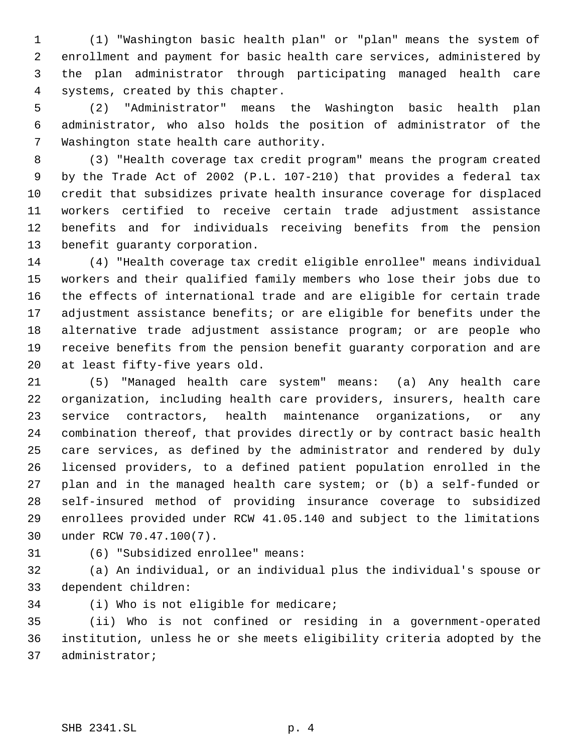(1) "Washington basic health plan" or "plan" means the system of enrollment and payment for basic health care services, administered by the plan administrator through participating managed health care systems, created by this chapter.

(2) "Administrator" means the Washington basic health plan administrator, who also holds the position of administrator of the Washington state health care authority.

(3) "Health coverage tax credit program" means the program created by the Trade Act of 2002 (P.L. 107-210) that provides a federal tax credit that subsidizes private health insurance coverage for displaced workers certified to receive certain trade adjustment assistance benefits and for individuals receiving benefits from the pension benefit guaranty corporation.

(4) "Health coverage tax credit eligible enrollee" means individual workers and their qualified family members who lose their jobs due to the effects of international trade and are eligible for certain trade adjustment assistance benefits; or are eligible for benefits under the alternative trade adjustment assistance program; or are people who receive benefits from the pension benefit guaranty corporation and are at least fifty-five years old.

(5) "Managed health care system" means: (a) Any health care organization, including health care providers, insurers, health care service contractors, health maintenance organizations, or any combination thereof, that provides directly or by contract basic health care services, as defined by the administrator and rendered by duly licensed providers, to a defined patient population enrolled in the plan and in the managed health care system; or (b) a self-funded or self-insured method of providing insurance coverage to subsidized enrollees provided under RCW 41.05.140 and subject to the limitations under RCW 70.47.100(7).

(6) "Subsidized enrollee" means:

(a) An individual, or an individual plus the individual's spouse or dependent children:

(i) Who is not eligible for medicare;

(ii) Who is not confined or residing in a government-operated institution, unless he or she meets eligibility criteria adopted by the administrator;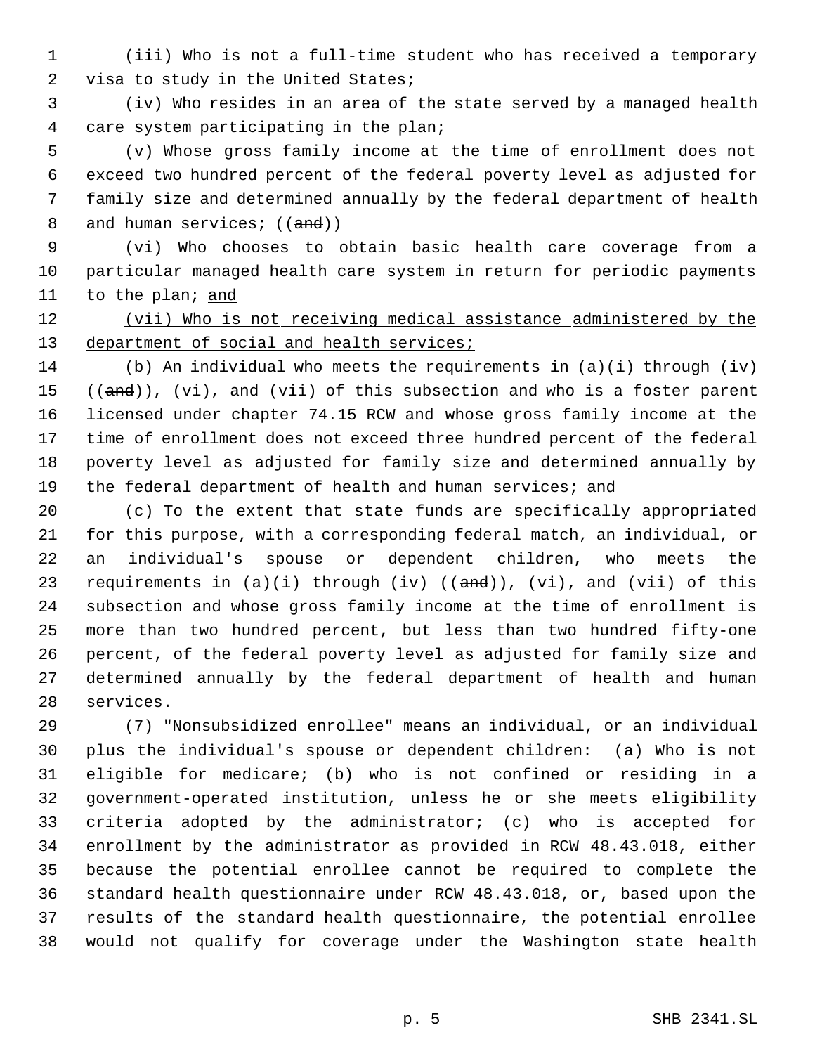(iii) Who is not a full-time student who has received a temporary visa to study in the United States;

(iv) Who resides in an area of the state served by a managed health care system participating in the plan;

(v) Whose gross family income at the time of enrollment does not exceed two hundred percent of the federal poverty level as adjusted for family size and determined annually by the federal department of health and human services; ((~~and~~))

(vi) Who chooses to obtain basic health care coverage from a particular managed health care system in return for periodic payments to the plan; and

(vii) Who is not receiving medical assistance administered by the department of social and health services;

(b) An individual who meets the requirements in (a)(i) through (iv) ((~~and~~)), (vi), and (vii) of this subsection and who is a foster parent licensed under chapter 74.15 RCW and whose gross family income at the time of enrollment does not exceed three hundred percent of the federal poverty level as adjusted for family size and determined annually by the federal department of health and human services; and

(c) To the extent that state funds are specifically appropriated for this purpose, with a corresponding federal match, an individual, or an individual's spouse or dependent children, who meets the requirements in (a)(i) through (iv) ((~~and~~)), (vi), and (vii) of this subsection and whose gross family income at the time of enrollment is more than two hundred percent, but less than two hundred fifty-one percent, of the federal poverty level as adjusted for family size and determined annually by the federal department of health and human services.

(7) "Nonsubsidized enrollee" means an individual, or an individual plus the individual's spouse or dependent children: (a) Who is not eligible for medicare; (b) who is not confined or residing in a government-operated institution, unless he or she meets eligibility criteria adopted by the administrator; (c) who is accepted for enrollment by the administrator as provided in RCW 48.43.018, either because the potential enrollee cannot be required to complete the standard health questionnaire under RCW 48.43.018, or, based upon the results of the standard health questionnaire, the potential enrollee would not qualify for coverage under the Washington state health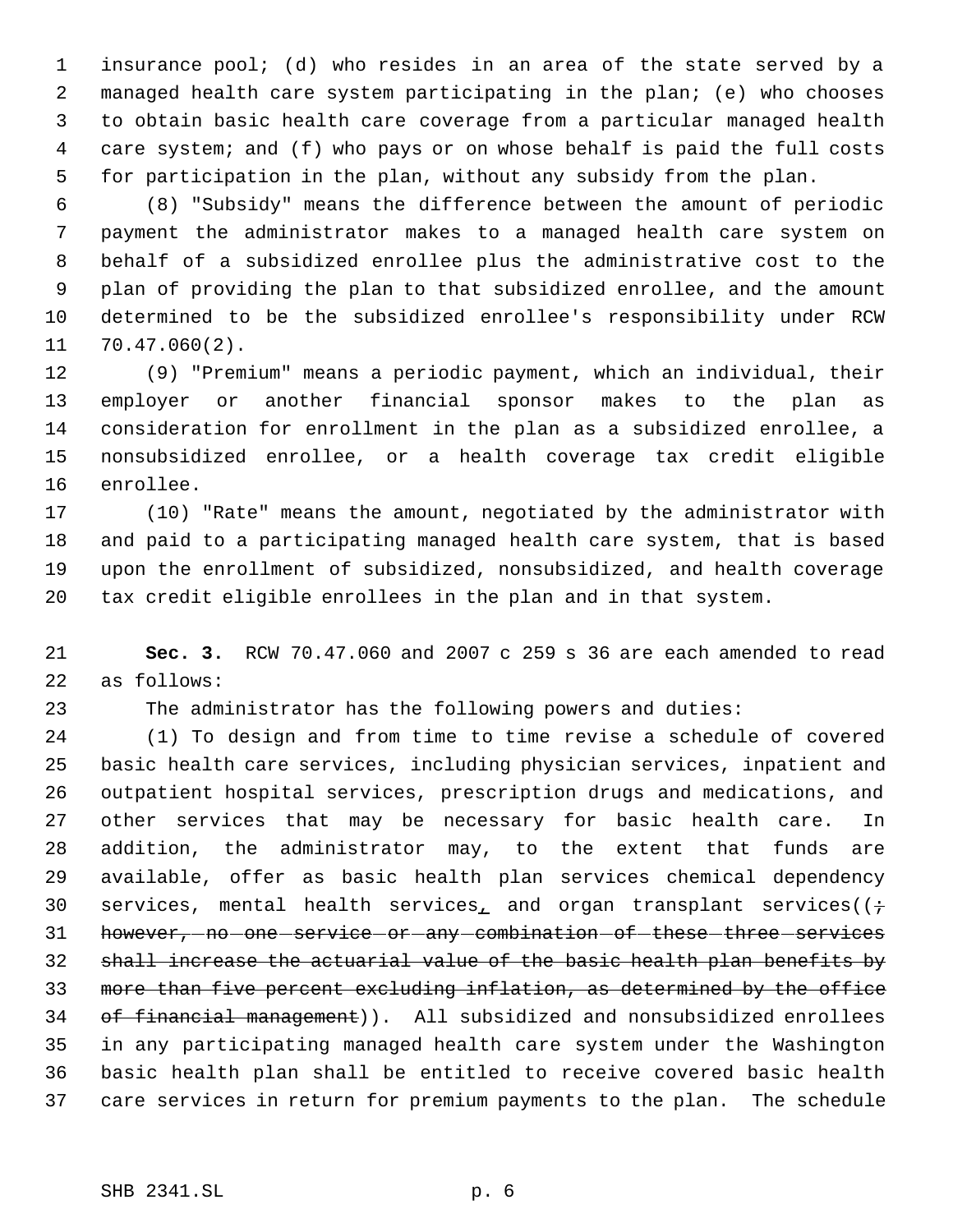insurance pool; (d) who resides in an area of the state served by a managed health care system participating in the plan; (e) who chooses to obtain basic health care coverage from a particular managed health care system; and (f) who pays or on whose behalf is paid the full costs for participation in the plan, without any subsidy from the plan.

(8) "Subsidy" means the difference between the amount of periodic payment the administrator makes to a managed health care system on behalf of a subsidized enrollee plus the administrative cost to the plan of providing the plan to that subsidized enrollee, and the amount determined to be the subsidized enrollee's responsibility under RCW 70.47.060(2).

(9) "Premium" means a periodic payment, which an individual, their employer or another financial sponsor makes to the plan as consideration for enrollment in the plan as a subsidized enrollee, a nonsubsidized enrollee, or a health coverage tax credit eligible enrollee.

(10) "Rate" means the amount, negotiated by the administrator with and paid to a participating managed health care system, that is based upon the enrollment of subsidized, nonsubsidized, and health coverage tax credit eligible enrollees in the plan and in that system.

**Sec. 3.** RCW 70.47.060 and 2007 c 259 s 36 are each amended to read as follows:

The administrator has the following powers and duties:

(1) To design and from time to time revise a schedule of covered basic health care services, including physician services, inpatient and outpatient hospital services, prescription drugs and medications, and other services that may be necessary for basic health care. In addition, the administrator may, to the extent that funds are available, offer as basic health plan services chemical dependency services, mental health services, and organ transplant services((; however, no one service or any combination of these three services shall increase the actuarial value of the basic health plan benefits by more than five percent excluding inflation, as determined by the office of financial management)). All subsidized and nonsubsidized enrollees in any participating managed health care system under the Washington basic health plan shall be entitled to receive covered basic health care services in return for premium payments to the plan. The schedule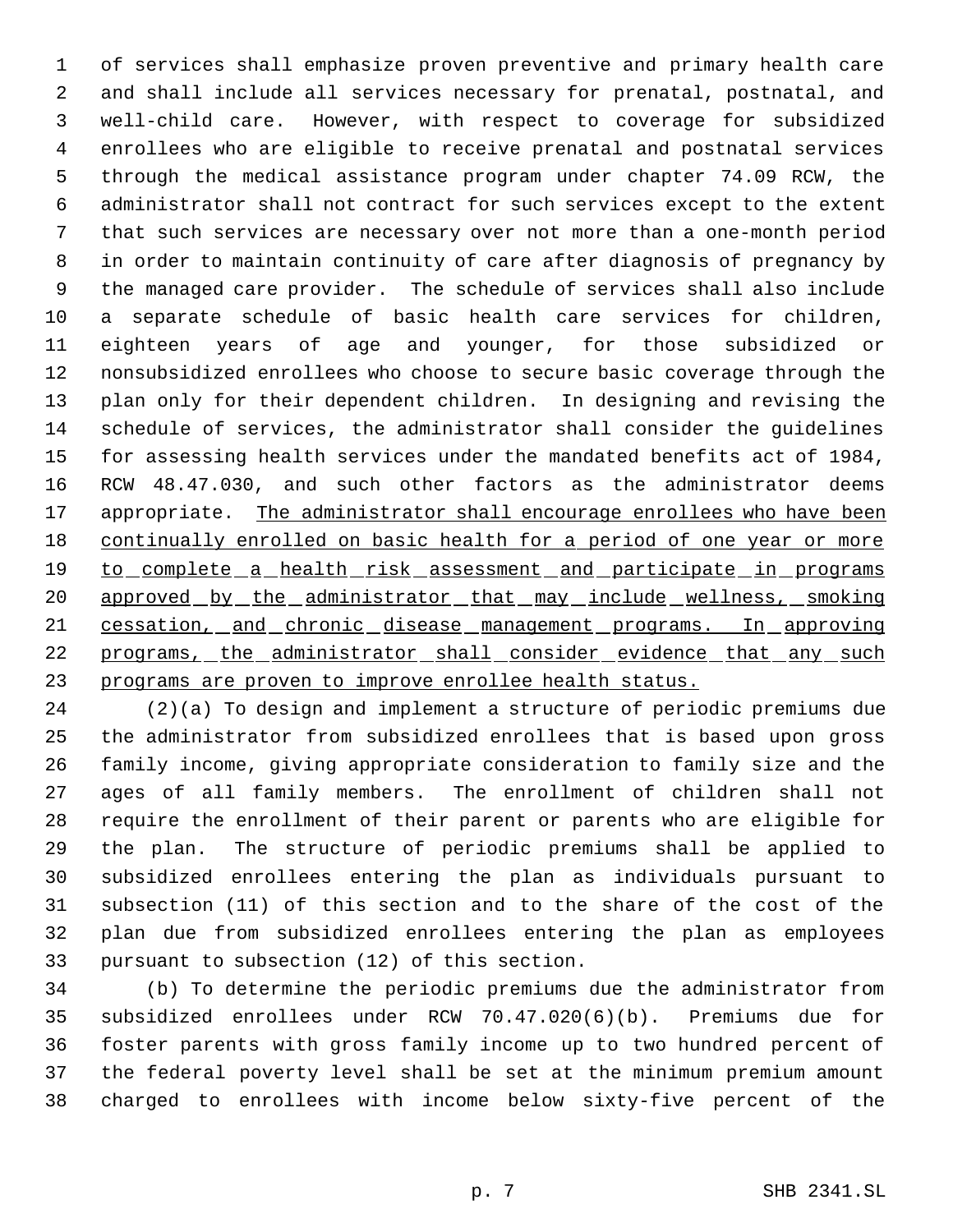of services shall emphasize proven preventive and primary health care and shall include all services necessary for prenatal, postnatal, and well-child care. However, with respect to coverage for subsidized enrollees who are eligible to receive prenatal and postnatal services through the medical assistance program under chapter 74.09 RCW, the administrator shall not contract for such services except to the extent that such services are necessary over not more than a one-month period in order to maintain continuity of care after diagnosis of pregnancy by the managed care provider. The schedule of services shall also include a separate schedule of basic health care services for children, eighteen years of age and younger, for those subsidized or nonsubsidized enrollees who choose to secure basic coverage through the plan only for their dependent children. In designing and revising the schedule of services, the administrator shall consider the guidelines for assessing health services under the mandated benefits act of 1984, RCW 48.47.030, and such other factors as the administrator deems appropriate. <u>The administrator shall encourage enrollees who have been continually enrolled on basic health for a period of one year or more to complete a health risk assessment and participate in programs approved by the administrator that may include wellness, smoking cessation, and chronic disease management programs. In approving programs, the administrator shall consider evidence that any such programs are proven to improve enrollee health status.</u>

(2)(a) To design and implement a structure of periodic premiums due the administrator from subsidized enrollees that is based upon gross family income, giving appropriate consideration to family size and the ages of all family members. The enrollment of children shall not require the enrollment of their parent or parents who are eligible for the plan. The structure of periodic premiums shall be applied to subsidized enrollees entering the plan as individuals pursuant to subsection (11) of this section and to the share of the cost of the plan due from subsidized enrollees entering the plan as employees pursuant to subsection (12) of this section.

(b) To determine the periodic premiums due the administrator from subsidized enrollees under RCW 70.47.020(6)(b). Premiums due for foster parents with gross family income up to two hundred percent of the federal poverty level shall be set at the minimum premium amount charged to enrollees with income below sixty-five percent of the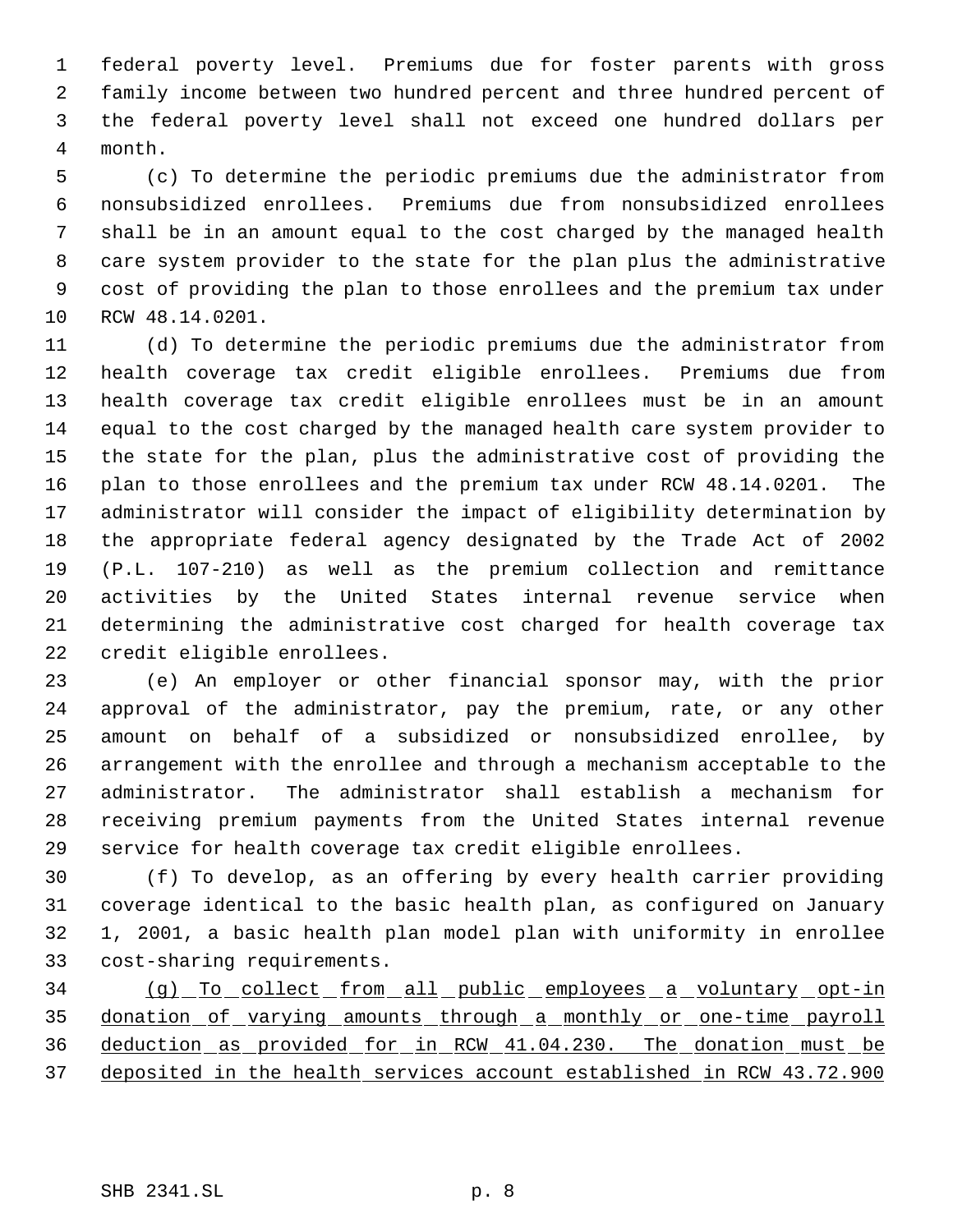federal poverty level. Premiums due for foster parents with gross family income between two hundred percent and three hundred percent of the federal poverty level shall not exceed one hundred dollars per month.

(c) To determine the periodic premiums due the administrator from nonsubsidized enrollees. Premiums due from nonsubsidized enrollees shall be in an amount equal to the cost charged by the managed health care system provider to the state for the plan plus the administrative cost of providing the plan to those enrollees and the premium tax under RCW 48.14.0201.

(d) To determine the periodic premiums due the administrator from health coverage tax credit eligible enrollees. Premiums due from health coverage tax credit eligible enrollees must be in an amount equal to the cost charged by the managed health care system provider to the state for the plan, plus the administrative cost of providing the plan to those enrollees and the premium tax under RCW 48.14.0201. The administrator will consider the impact of eligibility determination by the appropriate federal agency designated by the Trade Act of 2002 (P.L. 107-210) as well as the premium collection and remittance activities by the United States internal revenue service when determining the administrative cost charged for health coverage tax credit eligible enrollees.

(e) An employer or other financial sponsor may, with the prior approval of the administrator, pay the premium, rate, or any other amount on behalf of a subsidized or nonsubsidized enrollee, by arrangement with the enrollee and through a mechanism acceptable to the administrator. The administrator shall establish a mechanism for receiving premium payments from the United States internal revenue service for health coverage tax credit eligible enrollees.

(f) To develop, as an offering by every health carrier providing coverage identical to the basic health plan, as configured on January 1, 2001, a basic health plan model plan with uniformity in enrollee cost-sharing requirements.

<u>(g) To collect from all public employees a voluntary opt-in donation of varying amounts through a monthly or one-time payroll deduction as provided for in RCW 41.04.230. The donation must be deposited in the health services account established in RCW 43.72.900</u>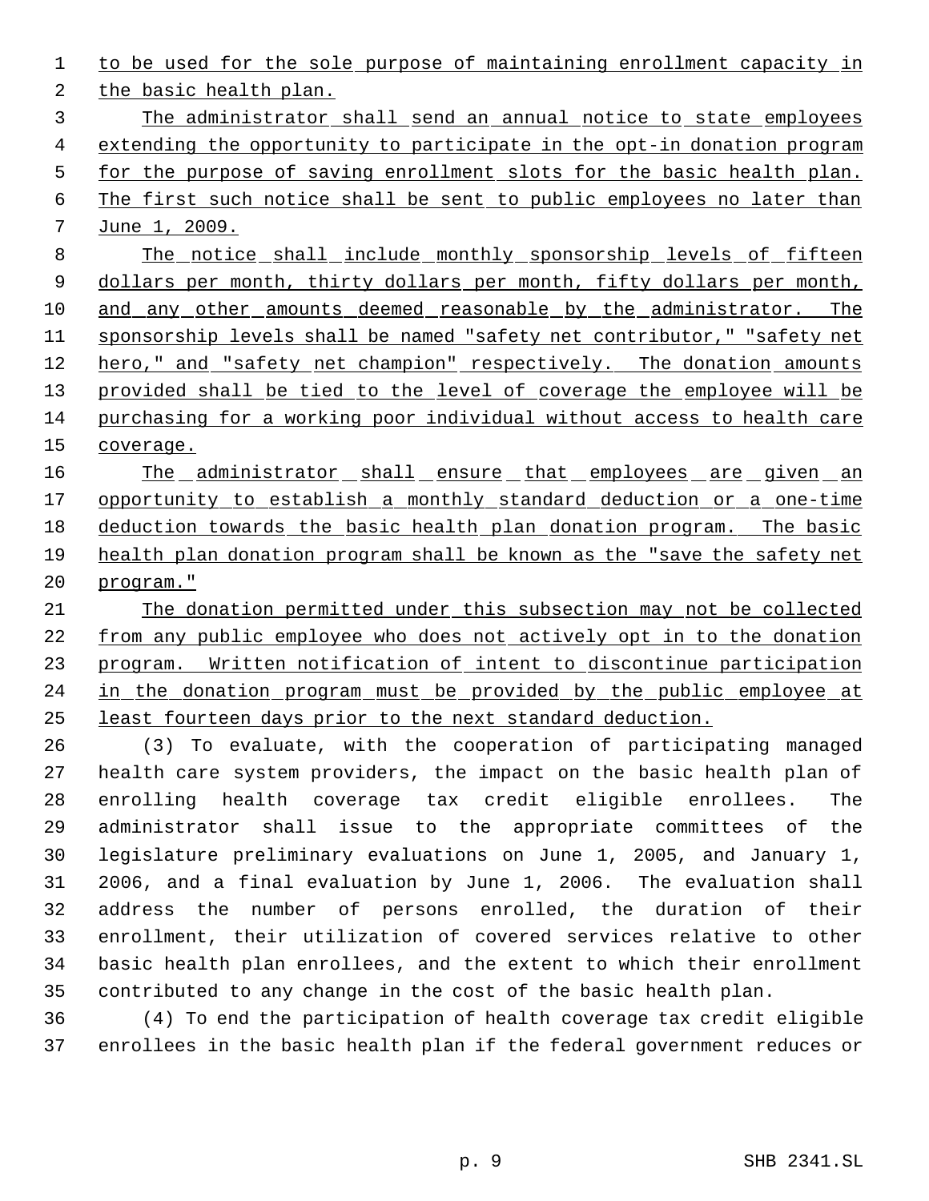to be used for the sole purpose of maintaining enrollment capacity in the basic health plan.

The administrator shall send an annual notice to state employees extending the opportunity to participate in the opt-in donation program for the purpose of saving enrollment slots for the basic health plan. The first such notice shall be sent to public employees no later than June 1, 2009.

The notice shall include monthly sponsorship levels of fifteen dollars per month, thirty dollars per month, fifty dollars per month, and any other amounts deemed reasonable by the administrator. The sponsorship levels shall be named "safety net contributor," "safety net hero," and "safety net champion" respectively. The donation amounts provided shall be tied to the level of coverage the employee will be purchasing for a working poor individual without access to health care coverage.

The administrator shall ensure that employees are given an opportunity to establish a monthly standard deduction or a one-time deduction towards the basic health plan donation program. The basic health plan donation program shall be known as the "save the safety net program."

The donation permitted under this subsection may not be collected from any public employee who does not actively opt in to the donation program. Written notification of intent to discontinue participation in the donation program must be provided by the public employee at least fourteen days prior to the next standard deduction.

(3) To evaluate, with the cooperation of participating managed health care system providers, the impact on the basic health plan of enrolling health coverage tax credit eligible enrollees. The administrator shall issue to the appropriate committees of the legislature preliminary evaluations on June 1, 2005, and January 1, 2006, and a final evaluation by June 1, 2006. The evaluation shall address the number of persons enrolled, the duration of their enrollment, their utilization of covered services relative to other basic health plan enrollees, and the extent to which their enrollment contributed to any change in the cost of the basic health plan.

(4) To end the participation of health coverage tax credit eligible enrollees in the basic health plan if the federal government reduces or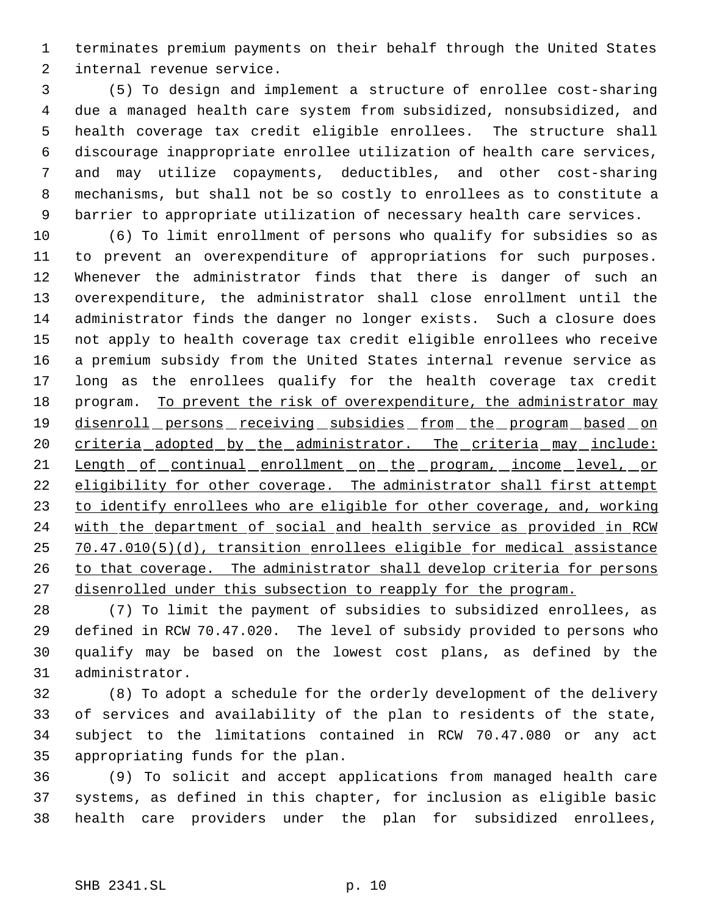terminates premium payments on their behalf through the United States internal revenue service.

(5) To design and implement a structure of enrollee cost-sharing due a managed health care system from subsidized, nonsubsidized, and health coverage tax credit eligible enrollees. The structure shall discourage inappropriate enrollee utilization of health care services, and may utilize copayments, deductibles, and other cost-sharing mechanisms, but shall not be so costly to enrollees as to constitute a barrier to appropriate utilization of necessary health care services.

(6) To limit enrollment of persons who qualify for subsidies so as to prevent an overexpenditure of appropriations for such purposes. Whenever the administrator finds that there is danger of such an overexpenditure, the administrator shall close enrollment until the administrator finds the danger no longer exists. Such a closure does not apply to health coverage tax credit eligible enrollees who receive a premium subsidy from the United States internal revenue service as long as the enrollees qualify for the health coverage tax credit program. <u>To prevent the risk of overexpenditure, the administrator may disenroll persons receiving subsidies from the program based on criteria adopted by the administrator. The criteria may include: Length of continual enrollment on the program, income level, or eligibility for other coverage. The administrator shall first attempt to identify enrollees who are eligible for other coverage, and, working with the department of social and health service as provided in RCW 70.47.010(5)(d), transition enrollees eligible for medical assistance to that coverage. The administrator shall develop criteria for persons disenrolled under this subsection to reapply for the program.</u>

(7) To limit the payment of subsidies to subsidized enrollees, as defined in RCW 70.47.020. The level of subsidy provided to persons who qualify may be based on the lowest cost plans, as defined by the administrator.

(8) To adopt a schedule for the orderly development of the delivery of services and availability of the plan to residents of the state, subject to the limitations contained in RCW 70.47.080 or any act appropriating funds for the plan.

(9) To solicit and accept applications from managed health care systems, as defined in this chapter, for inclusion as eligible basic health care providers under the plan for subsidized enrollees,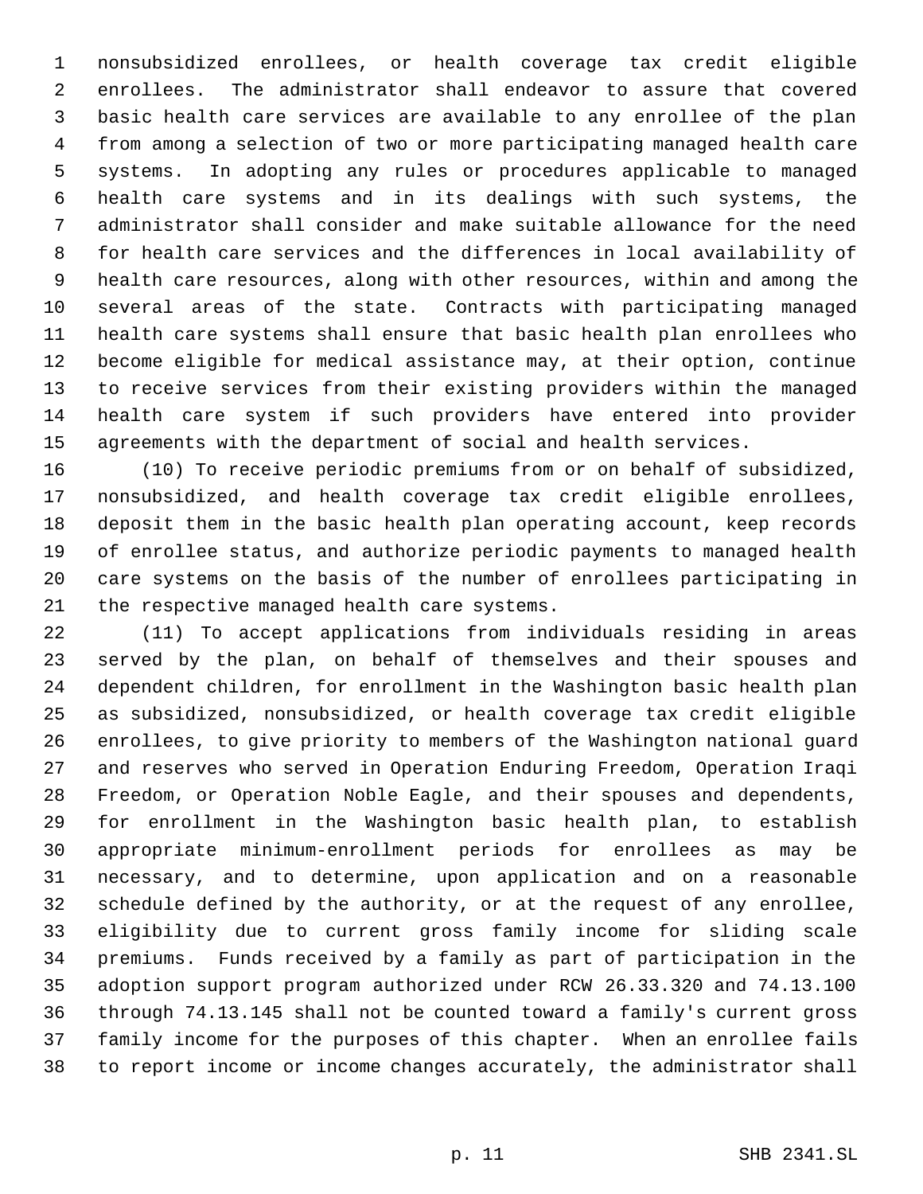nonsubsidized enrollees, or health coverage tax credit eligible enrollees. The administrator shall endeavor to assure that covered basic health care services are available to any enrollee of the plan from among a selection of two or more participating managed health care systems. In adopting any rules or procedures applicable to managed health care systems and in its dealings with such systems, the administrator shall consider and make suitable allowance for the need for health care services and the differences in local availability of health care resources, along with other resources, within and among the several areas of the state. Contracts with participating managed health care systems shall ensure that basic health plan enrollees who become eligible for medical assistance may, at their option, continue to receive services from their existing providers within the managed health care system if such providers have entered into provider agreements with the department of social and health services.

(10) To receive periodic premiums from or on behalf of subsidized, nonsubsidized, and health coverage tax credit eligible enrollees, deposit them in the basic health plan operating account, keep records of enrollee status, and authorize periodic payments to managed health care systems on the basis of the number of enrollees participating in the respective managed health care systems.

(11) To accept applications from individuals residing in areas served by the plan, on behalf of themselves and their spouses and dependent children, for enrollment in the Washington basic health plan as subsidized, nonsubsidized, or health coverage tax credit eligible enrollees, to give priority to members of the Washington national guard and reserves who served in Operation Enduring Freedom, Operation Iraqi Freedom, or Operation Noble Eagle, and their spouses and dependents, for enrollment in the Washington basic health plan, to establish appropriate minimum-enrollment periods for enrollees as may be necessary, and to determine, upon application and on a reasonable schedule defined by the authority, or at the request of any enrollee, eligibility due to current gross family income for sliding scale premiums. Funds received by a family as part of participation in the adoption support program authorized under RCW 26.33.320 and 74.13.100 through 74.13.145 shall not be counted toward a family's current gross family income for the purposes of this chapter. When an enrollee fails to report income or income changes accurately, the administrator shall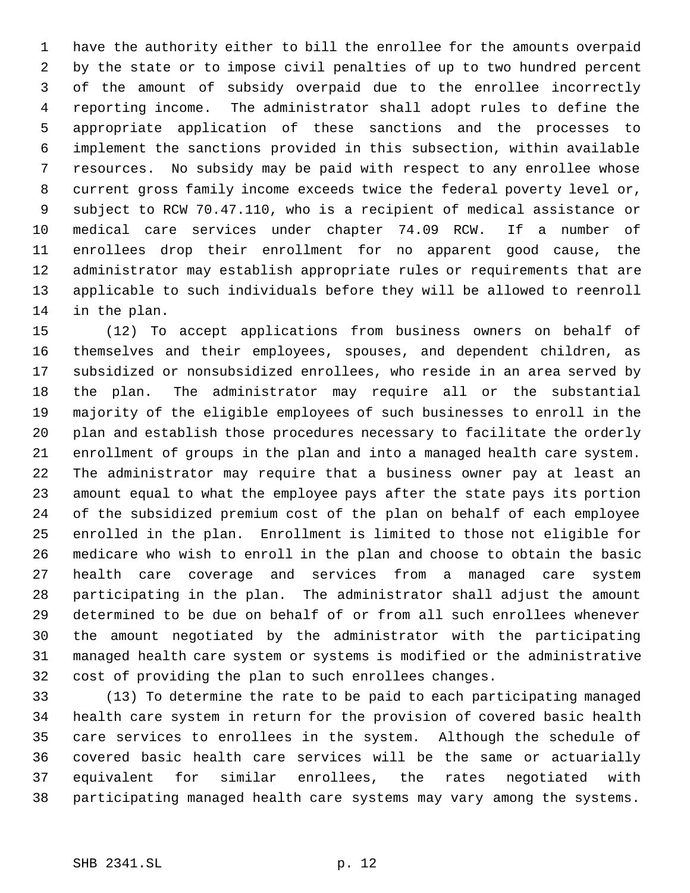have the authority either to bill the enrollee for the amounts overpaid by the state or to impose civil penalties of up to two hundred percent of the amount of subsidy overpaid due to the enrollee incorrectly reporting income. The administrator shall adopt rules to define the appropriate application of these sanctions and the processes to implement the sanctions provided in this subsection, within available resources. No subsidy may be paid with respect to any enrollee whose current gross family income exceeds twice the federal poverty level or, subject to RCW 70.47.110, who is a recipient of medical assistance or medical care services under chapter 74.09 RCW. If a number of enrollees drop their enrollment for no apparent good cause, the administrator may establish appropriate rules or requirements that are applicable to such individuals before they will be allowed to reenroll in the plan.

(12) To accept applications from business owners on behalf of themselves and their employees, spouses, and dependent children, as subsidized or nonsubsidized enrollees, who reside in an area served by the plan. The administrator may require all or the substantial majority of the eligible employees of such businesses to enroll in the plan and establish those procedures necessary to facilitate the orderly enrollment of groups in the plan and into a managed health care system. The administrator may require that a business owner pay at least an amount equal to what the employee pays after the state pays its portion of the subsidized premium cost of the plan on behalf of each employee enrolled in the plan. Enrollment is limited to those not eligible for medicare who wish to enroll in the plan and choose to obtain the basic health care coverage and services from a managed care system participating in the plan. The administrator shall adjust the amount determined to be due on behalf of or from all such enrollees whenever the amount negotiated by the administrator with the participating managed health care system or systems is modified or the administrative cost of providing the plan to such enrollees changes.

(13) To determine the rate to be paid to each participating managed health care system in return for the provision of covered basic health care services to enrollees in the system. Although the schedule of covered basic health care services will be the same or actuarially equivalent for similar enrollees, the rates negotiated with participating managed health care systems may vary among the systems.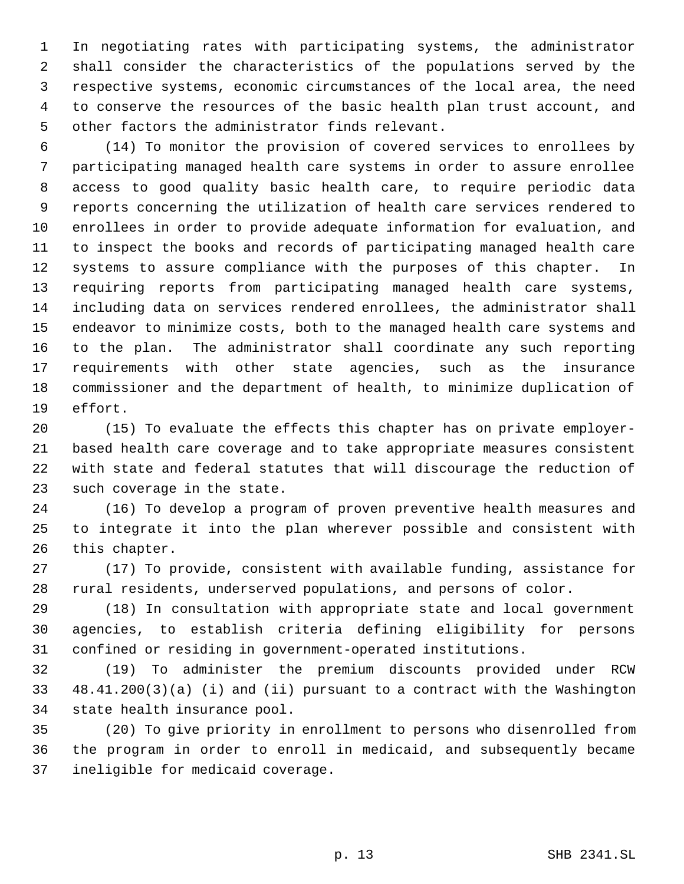In negotiating rates with participating systems, the administrator shall consider the characteristics of the populations served by the respective systems, economic circumstances of the local area, the need to conserve the resources of the basic health plan trust account, and other factors the administrator finds relevant.

(14) To monitor the provision of covered services to enrollees by participating managed health care systems in order to assure enrollee access to good quality basic health care, to require periodic data reports concerning the utilization of health care services rendered to enrollees in order to provide adequate information for evaluation, and to inspect the books and records of participating managed health care systems to assure compliance with the purposes of this chapter. In requiring reports from participating managed health care systems, including data on services rendered enrollees, the administrator shall endeavor to minimize costs, both to the managed health care systems and to the plan. The administrator shall coordinate any such reporting requirements with other state agencies, such as the insurance commissioner and the department of health, to minimize duplication of effort.

(15) To evaluate the effects this chapter has on private employer-based health care coverage and to take appropriate measures consistent with state and federal statutes that will discourage the reduction of such coverage in the state.

(16) To develop a program of proven preventive health measures and to integrate it into the plan wherever possible and consistent with this chapter.

(17) To provide, consistent with available funding, assistance for rural residents, underserved populations, and persons of color.

(18) In consultation with appropriate state and local government agencies, to establish criteria defining eligibility for persons confined or residing in government-operated institutions.

(19) To administer the premium discounts provided under RCW 48.41.200(3)(a) (i) and (ii) pursuant to a contract with the Washington state health insurance pool.

(20) To give priority in enrollment to persons who disenrolled from the program in order to enroll in medicaid, and subsequently became ineligible for medicaid coverage.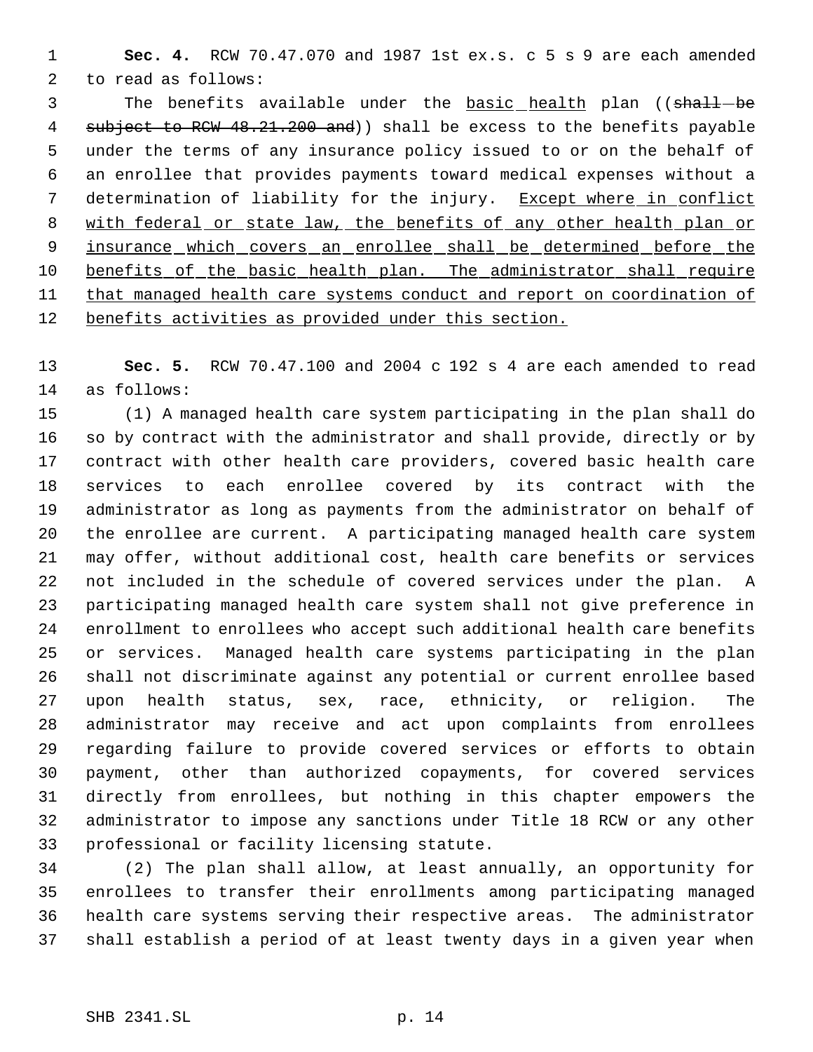**Sec. 4.** RCW 70.47.070 and 1987 1st ex.s. c 5 s 9 are each amended to read as follows:

The benefits available under the basic health plan ((~~shall be subject to RCW 48.21.200 and~~)) shall be excess to the benefits payable under the terms of any insurance policy issued to or on the behalf of an enrollee that provides payments toward medical expenses without a determination of liability for the injury. Except where in conflict with federal or state law, the benefits of any other health plan or insurance which covers an enrollee shall be determined before the benefits of the basic health plan. The administrator shall require that managed health care systems conduct and report on coordination of benefits activities as provided under this section.

**Sec. 5.** RCW 70.47.100 and 2004 c 192 s 4 are each amended to read as follows:

(1) A managed health care system participating in the plan shall do so by contract with the administrator and shall provide, directly or by contract with other health care providers, covered basic health care services to each enrollee covered by its contract with the administrator as long as payments from the administrator on behalf of the enrollee are current. A participating managed health care system may offer, without additional cost, health care benefits or services not included in the schedule of covered services under the plan. A participating managed health care system shall not give preference in enrollment to enrollees who accept such additional health care benefits or services. Managed health care systems participating in the plan shall not discriminate against any potential or current enrollee based upon health status, sex, race, ethnicity, or religion. The administrator may receive and act upon complaints from enrollees regarding failure to provide covered services or efforts to obtain payment, other than authorized copayments, for covered services directly from enrollees, but nothing in this chapter empowers the administrator to impose any sanctions under Title 18 RCW or any other professional or facility licensing statute.

(2) The plan shall allow, at least annually, an opportunity for enrollees to transfer their enrollments among participating managed health care systems serving their respective areas. The administrator shall establish a period of at least twenty days in a given year when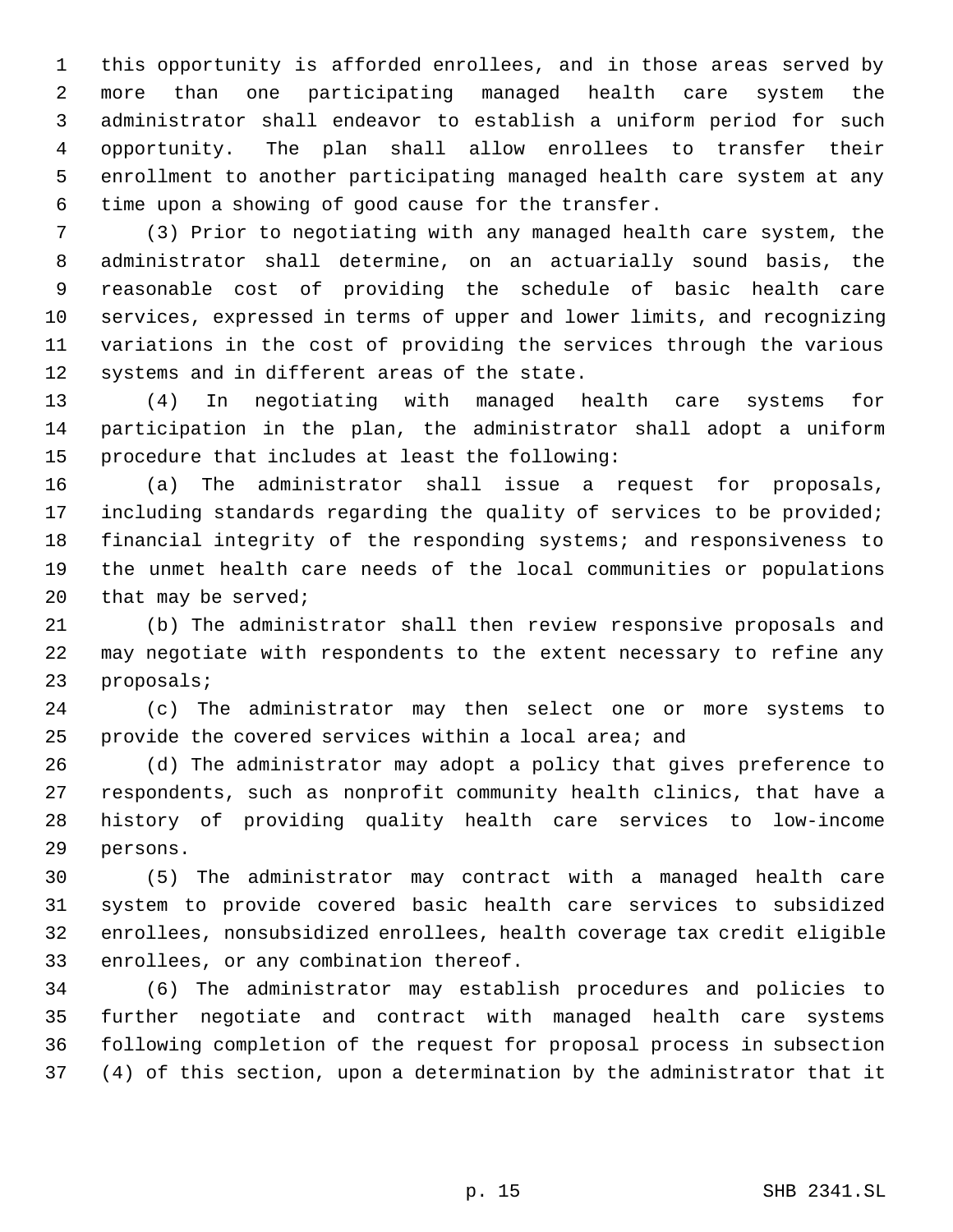this opportunity is afforded enrollees, and in those areas served by more than one participating managed health care system the administrator shall endeavor to establish a uniform period for such opportunity. The plan shall allow enrollees to transfer their enrollment to another participating managed health care system at any time upon a showing of good cause for the transfer.

(3) Prior to negotiating with any managed health care system, the administrator shall determine, on an actuarially sound basis, the reasonable cost of providing the schedule of basic health care services, expressed in terms of upper and lower limits, and recognizing variations in the cost of providing the services through the various systems and in different areas of the state.

(4) In negotiating with managed health care systems for participation in the plan, the administrator shall adopt a uniform procedure that includes at least the following:

(a) The administrator shall issue a request for proposals, including standards regarding the quality of services to be provided; financial integrity of the responding systems; and responsiveness to the unmet health care needs of the local communities or populations that may be served;

(b) The administrator shall then review responsive proposals and may negotiate with respondents to the extent necessary to refine any proposals;

(c) The administrator may then select one or more systems to provide the covered services within a local area; and

(d) The administrator may adopt a policy that gives preference to respondents, such as nonprofit community health clinics, that have a history of providing quality health care services to low-income persons.

(5) The administrator may contract with a managed health care system to provide covered basic health care services to subsidized enrollees, nonsubsidized enrollees, health coverage tax credit eligible enrollees, or any combination thereof.

(6) The administrator may establish procedures and policies to further negotiate and contract with managed health care systems following completion of the request for proposal process in subsection (4) of this section, upon a determination by the administrator that it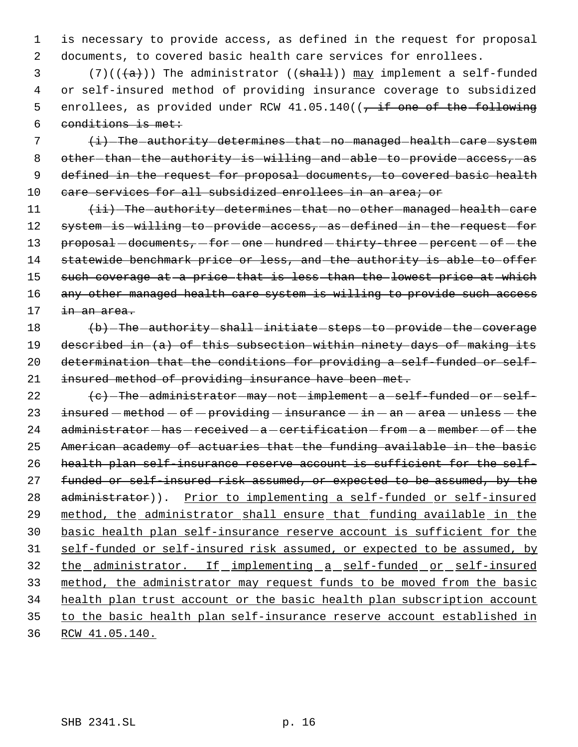is necessary to provide access, as defined in the request for proposal documents, to covered basic health care services for enrollees.

(7)(((a))) The administrator ((shall)) may implement a self-funded or self-insured method of providing insurance coverage to subsidized enrollees, as provided under RCW 41.05.140((, if one of the following conditions is met:

(i) The authority determines that no managed health care system other than the authority is willing and able to provide access, as defined in the request for proposal documents, to covered basic health care services for all subsidized enrollees in an area; or

(ii) The authority determines that no other managed health care system is willing to provide access, as defined in the request for proposal documents, for one hundred thirty-three percent of the statewide benchmark price or less, and the authority is able to offer such coverage at a price that is less than the lowest price at which any other managed health care system is willing to provide such access in an area.

(b) The authority shall initiate steps to provide the coverage described in (a) of this subsection within ninety days of making its determination that the conditions for providing a self-funded or self-insured method of providing insurance have been met.

(c) The administrator may not implement a self-funded or self-insured method of providing insurance in an area unless the administrator has received a certification from a member of the American academy of actuaries that the funding available in the basic health plan self-insurance reserve account is sufficient for the self-funded or self-insured risk assumed, or expected to be assumed, by the administrator)). Prior to implementing a self-funded or self-insured method, the administrator shall ensure that funding available in the basic health plan self-insurance reserve account is sufficient for the self-funded or self-insured risk assumed, or expected to be assumed, by the administrator. If implementing a self-funded or self-insured method, the administrator may request funds to be moved from the basic health plan trust account or the basic health plan subscription account to the basic health plan self-insurance reserve account established in RCW 41.05.140.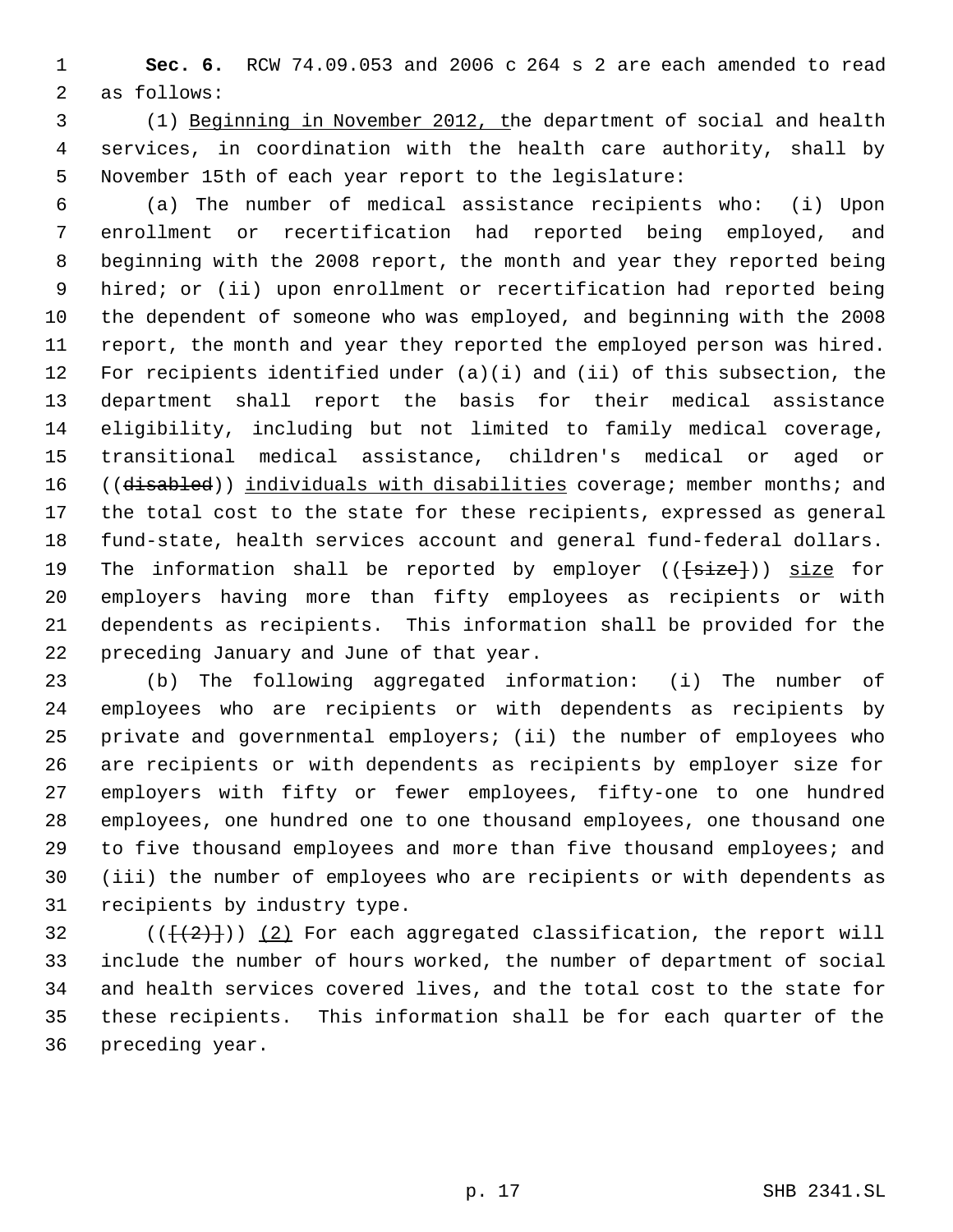**Sec. 6.** RCW 74.09.053 and 2006 c 264 s 2 are each amended to read as follows:

(1) Beginning in November 2012, the department of social and health services, in coordination with the health care authority, shall by November 15th of each year report to the legislature:

(a) The number of medical assistance recipients who: (i) Upon enrollment or recertification had reported being employed, and beginning with the 2008 report, the month and year they reported being hired; or (ii) upon enrollment or recertification had reported being the dependent of someone who was employed, and beginning with the 2008 report, the month and year they reported the employed person was hired. For recipients identified under (a)(i) and (ii) of this subsection, the department shall report the basis for their medical assistance eligibility, including but not limited to family medical coverage, transitional medical assistance, children's medical or aged or ((~~disabled~~)) individuals with disabilities coverage; member months; and the total cost to the state for these recipients, expressed as general fund-state, health services account and general fund-federal dollars. The information shall be reported by employer ((~~[size]~~)) size for employers having more than fifty employees as recipients or with dependents as recipients. This information shall be provided for the preceding January and June of that year.

(b) The following aggregated information: (i) The number of employees who are recipients or with dependents as recipients by private and governmental employers; (ii) the number of employees who are recipients or with dependents as recipients by employer size for employers with fifty or fewer employees, fifty-one to one hundred employees, one hundred one to one thousand employees, one thousand one to five thousand employees and more than five thousand employees; and (iii) the number of employees who are recipients or with dependents as recipients by industry type.

((~~[(2)]~~)) (2) For each aggregated classification, the report will include the number of hours worked, the number of department of social and health services covered lives, and the total cost to the state for these recipients. This information shall be for each quarter of the preceding year.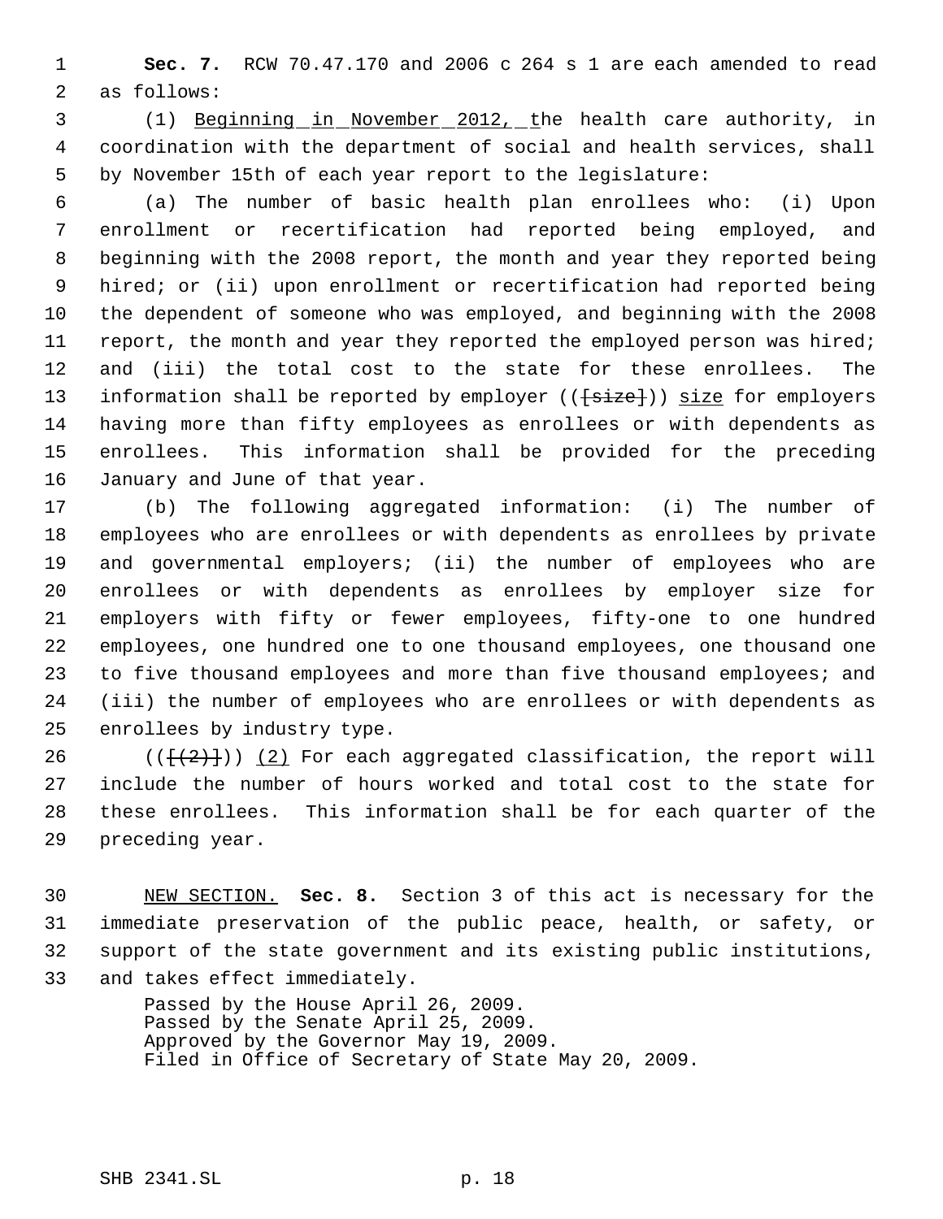**Sec. 7.** RCW 70.47.170 and 2006 c 264 s 1 are each amended to read as follows:

(1) Beginning in November 2012, the health care authority, in coordination with the department of social and health services, shall by November 15th of each year report to the legislature:

(a) The number of basic health plan enrollees who: (i) Upon enrollment or recertification had reported being employed, and beginning with the 2008 report, the month and year they reported being hired; or (ii) upon enrollment or recertification had reported being the dependent of someone who was employed, and beginning with the 2008 report, the month and year they reported the employed person was hired; and (iii) the total cost to the state for these enrollees. The information shall be reported by employer (([size])) size for employers having more than fifty employees as enrollees or with dependents as enrollees. This information shall be provided for the preceding January and June of that year.

(b) The following aggregated information: (i) The number of employees who are enrollees or with dependents as enrollees by private and governmental employers; (ii) the number of employees who are enrollees or with dependents as enrollees by employer size for employers with fifty or fewer employees, fifty-one to one hundred employees, one hundred one to one thousand employees, one thousand one to five thousand employees and more than five thousand employees; and (iii) the number of employees who are enrollees or with dependents as enrollees by industry type.

(([(2)])) (2) For each aggregated classification, the report will include the number of hours worked and total cost to the state for these enrollees. This information shall be for each quarter of the preceding year.

NEW SECTION. **Sec. 8.** Section 3 of this act is necessary for the immediate preservation of the public peace, health, or safety, or support of the state government and its existing public institutions, and takes effect immediately.

Passed by the House April 26, 2009.
Passed by the Senate April 25, 2009.
Approved by the Governor May 19, 2009.
Filed in Office of Secretary of State May 20, 2009.